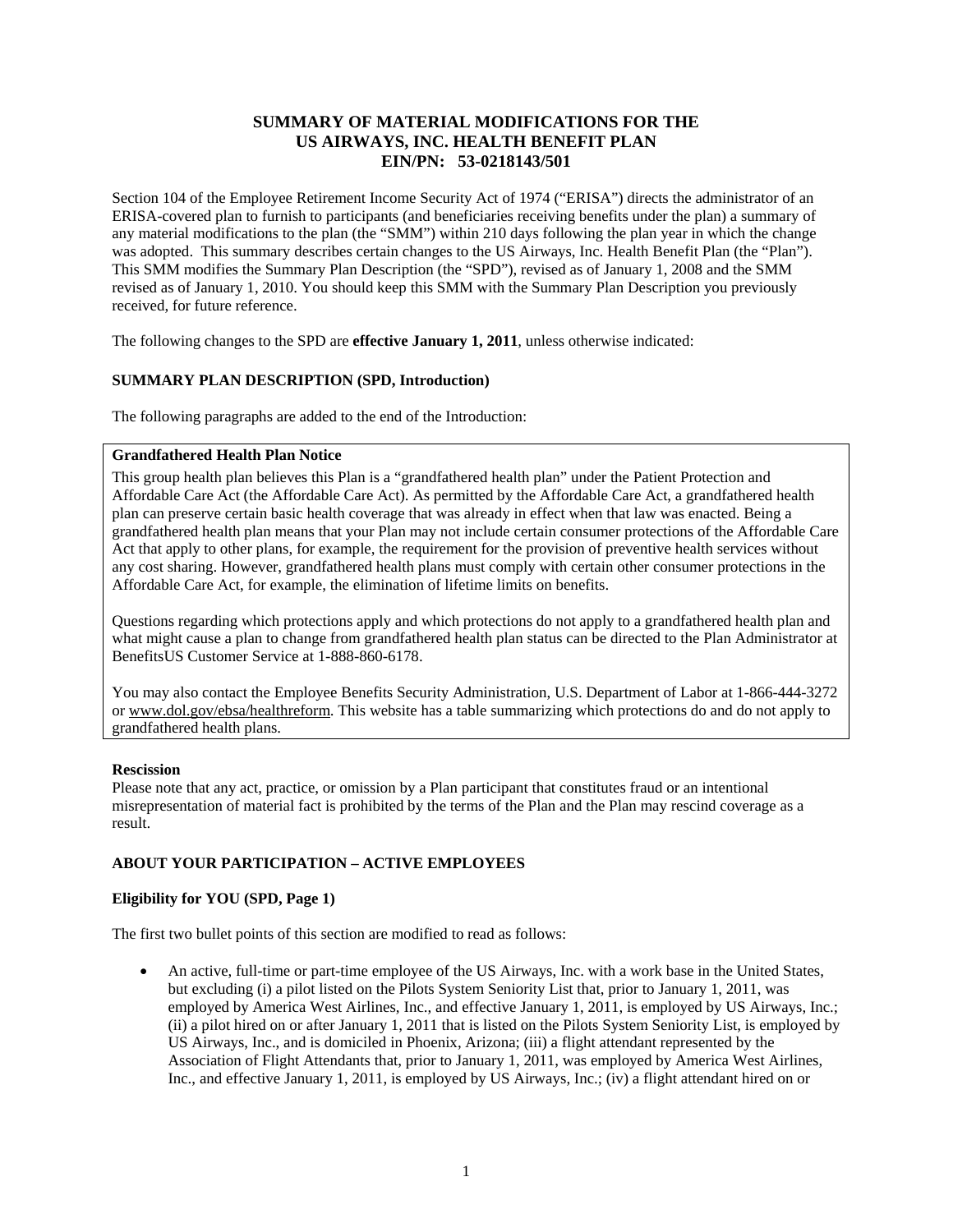# SUMMARY OF MATERIAL MODIFICATIONS FOR THE US AIRWAYS, INC. HEALTH BENEFIT PLAN EIN/PN: 53-0218143/501

Section 104 of the Employee Retirement Income Security Act of 1974 ("ERISA") directs the administrator of an ERISA-covered plan to furnish to participants (and beneficiaries receiving benefits under the plan) a summary of any material modifications to the plan (the "SMM") within 210 days following the plan year in which the change was adopted. This summary describes certain changes to the US Airways, Inc. Health Benefit Plan (the "Plan"). This SMM modifies the Summary Plan Description (the "SPD"), revised as of January 1, 2008 and the SMM revised as of January 1, 2010. You should keep this SMM with the Summary Plan Description you previously received, for future reference.

The following changes to the SPD are **effective January 1, 2011**, unless otherwise indicated:

### SUMMARY PLAN DESCRIPTION (SPD, Introduction)

The following paragraphs are added to the end of the Introduction:

**Grandfathered Health Plan Notice**

This group health plan believes this Plan is a "grandfathered health plan" under the Patient Protection and Affordable Care Act (the Affordable Care Act). As permitted by the Affordable Care Act, a grandfathered health plan can preserve certain basic health coverage that was already in effect when that law was enacted. Being a grandfathered health plan means that your Plan may not include certain consumer protections of the Affordable Care Act that apply to other plans, for example, the requirement for the provision of preventive health services without any cost sharing. However, grandfathered health plans must comply with certain other consumer protections in the Affordable Care Act, for example, the elimination of lifetime limits on benefits.

Questions regarding which protections apply and which protections do not apply to a grandfathered health plan and what might cause a plan to change from grandfathered health plan status can be directed to the Plan Administrator at BenefitsUS Customer Service at 1-888-860-6178.

You may also contact the Employee Benefits Security Administration, U.S. Department of Labor at 1-866-444-3272 or www.dol.gov/ebsa/healthreform. This website has a table summarizing which protections do and do not apply to grandfathered health plans.

**Rescission**

Please note that any act, practice, or omission by a Plan participant that constitutes fraud or an intentional misrepresentation of material fact is prohibited by the terms of the Plan and the Plan may rescind coverage as a result.

### ABOUT YOUR PARTICIPATION – ACTIVE EMPLOYEES

**Eligibility for YOU (SPD, Page 1)**

The first two bullet points of this section are modified to read as follows:

- An active, full-time or part-time employee of the US Airways, Inc. with a work base in the United States, but excluding (i) a pilot listed on the Pilots System Seniority List that, prior to January 1, 2011, was employed by America West Airlines, Inc., and effective January 1, 2011, is employed by US Airways, Inc.; (ii) a pilot hired on or after January 1, 2011 that is listed on the Pilots System Seniority List, is employed by US Airways, Inc., and is domiciled in Phoenix, Arizona; (iii) a flight attendant represented by the Association of Flight Attendants that, prior to January 1, 2011, was employed by America West Airlines, Inc., and effective January 1, 2011, is employed by US Airways, Inc.; (iv) a flight attendant hired on or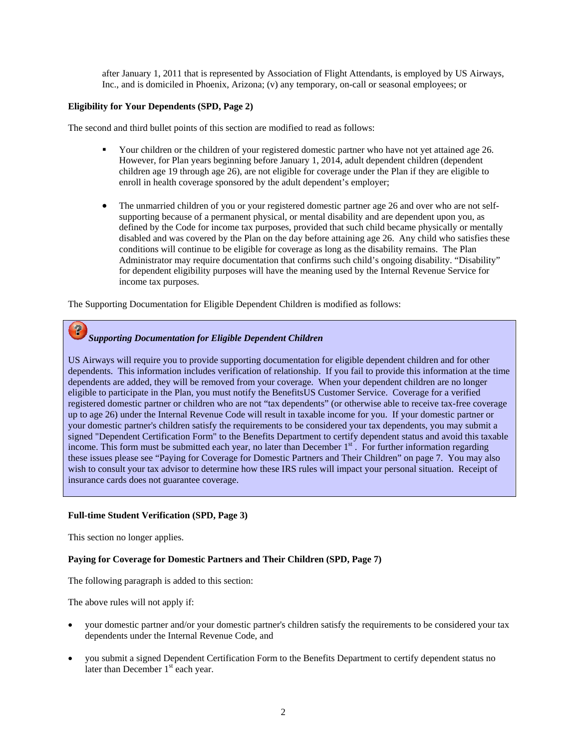after January 1, 2011 that is represented by Association of Flight Attendants, is employed by US Airways, Inc., and is domiciled in Phoenix, Arizona; (v) any temporary, on-call or seasonal employees; or

**Eligibility for Your Dependents (SPD, Page 2)**

The second and third bullet points of this section are modified to read as follows:

- Your children or the children of your registered domestic partner who have not yet attained age 26. However, for Plan years beginning before January 1, 2014, adult dependent children (dependent children age 19 through age 26), are not eligible for coverage under the Plan if they are eligible to enroll in health coverage sponsored by the adult dependent's employer;

- The unmarried children of you or your registered domestic partner age 26 and over who are not self-supporting because of a permanent physical, or mental disability and are dependent upon you, as defined by the Code for income tax purposes, provided that such child became physically or mentally disabled and was covered by the Plan on the day before attaining age 26. Any child who satisfies these conditions will continue to be eligible for coverage as long as the disability remains. The Plan Administrator may require documentation that confirms such child's ongoing disability. "Disability" for dependent eligibility purposes will have the meaning used by the Internal Revenue Service for income tax purposes.

The Supporting Documentation for Eligible Dependent Children is modified as follows:

***Supporting Documentation for Eligible Dependent Children***

US Airways will require you to provide supporting documentation for eligible dependent children and for other dependents. This information includes verification of relationship. If you fail to provide this information at the time dependents are added, they will be removed from your coverage. When your dependent children are no longer eligible to participate in the Plan, you must notify the BenefitsUS Customer Service. Coverage for a verified registered domestic partner or children who are not "tax dependents" (or otherwise able to receive tax-free coverage up to age 26) under the Internal Revenue Code will result in taxable income for you. If your domestic partner or your domestic partner's children satisfy the requirements to be considered your tax dependents, you may submit a signed "Dependent Certification Form" to the Benefits Department to certify dependent status and avoid this taxable income. This form must be submitted each year, no later than December 1st. For further information regarding these issues please see "Paying for Coverage for Domestic Partners and Their Children" on page 7. You may also wish to consult your tax advisor to determine how these IRS rules will impact your personal situation. Receipt of insurance cards does not guarantee coverage.

**Full-time Student Verification (SPD, Page 3)**

This section no longer applies.

**Paying for Coverage for Domestic Partners and Their Children (SPD, Page 7)**

The following paragraph is added to this section:

The above rules will not apply if:

- your domestic partner and/or your domestic partner's children satisfy the requirements to be considered your tax dependents under the Internal Revenue Code, and

- you submit a signed Dependent Certification Form to the Benefits Department to certify dependent status no later than December 1st each year.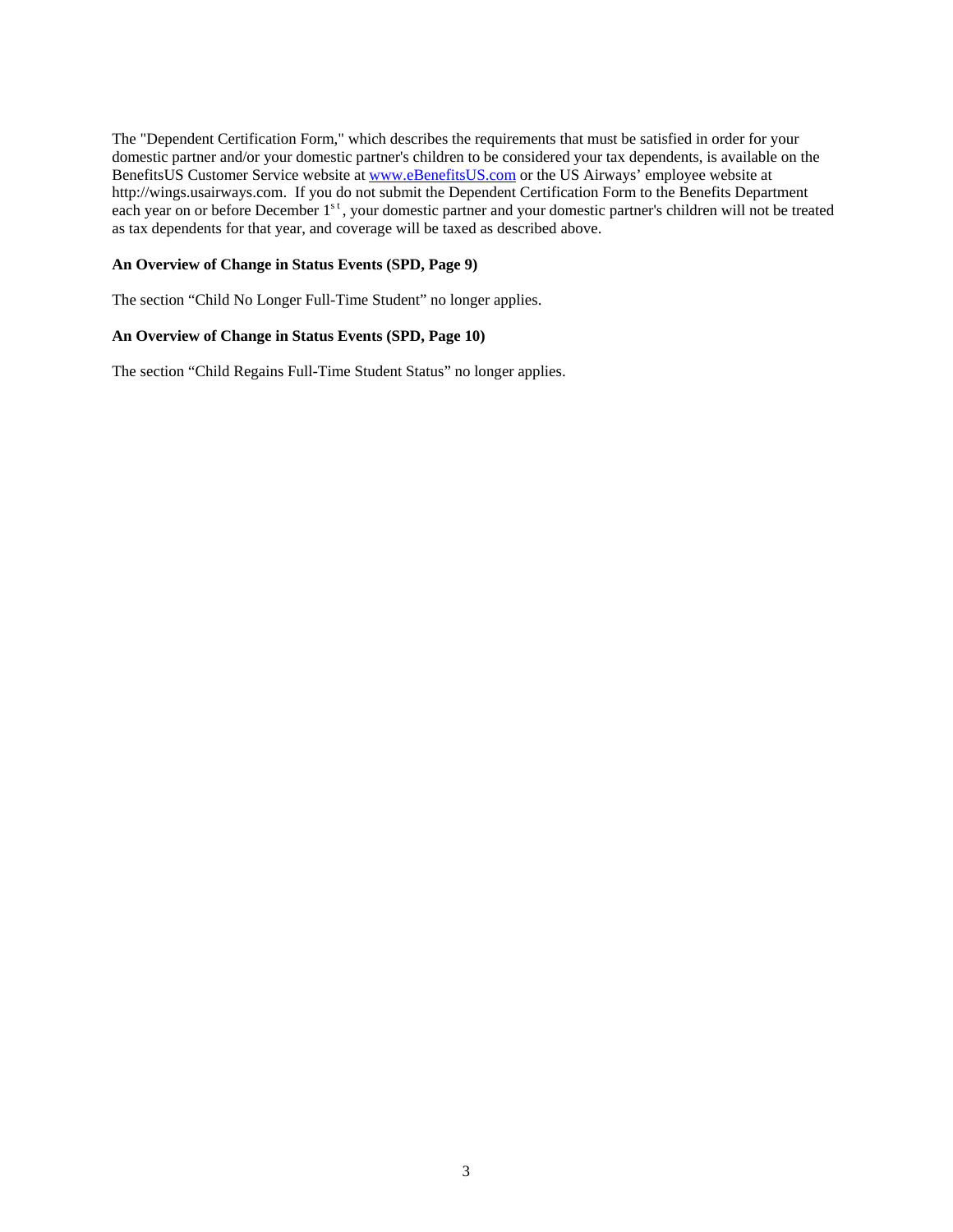The "Dependent Certification Form," which describes the requirements that must be satisfied in order for your domestic partner and/or your domestic partner's children to be considered your tax dependents, is available on the BenefitsUS Customer Service website at [www.eBenefitsUS.com](http://www.eBenefitsUS.com) or the US Airways' employee website at http://wings.usairways.com. If you do not submit the Dependent Certification Form to the Benefits Department each year on or before December 1st, your domestic partner and your domestic partner's children will not be treated as tax dependents for that year, and coverage will be taxed as described above.

**An Overview of Change in Status Events (SPD, Page 9)**

The section "Child No Longer Full-Time Student" no longer applies.

**An Overview of Change in Status Events (SPD, Page 10)**

The section "Child Regains Full-Time Student Status" no longer applies.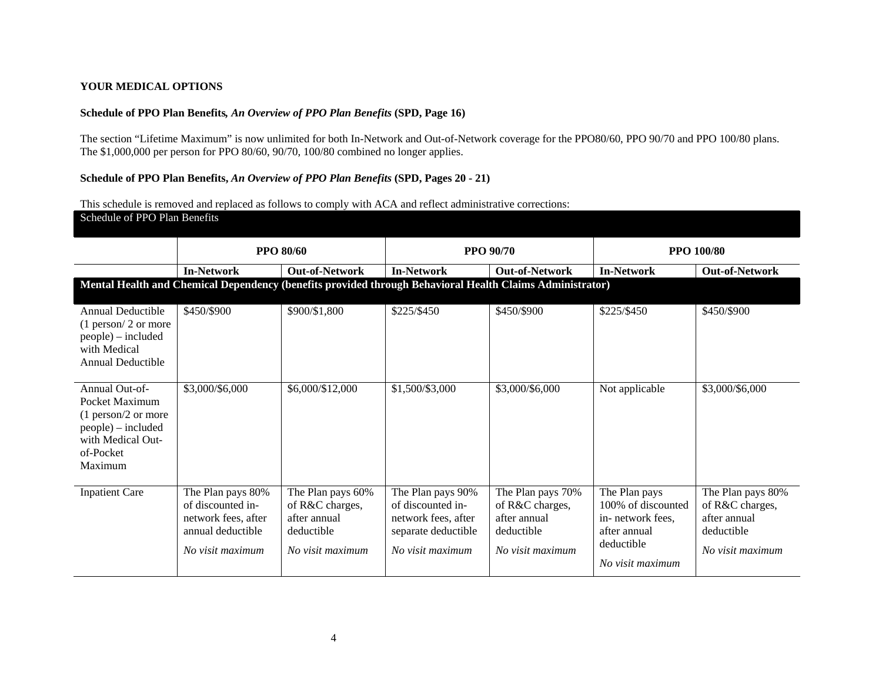**YOUR MEDICAL OPTIONS**

**Schedule of PPO Plan Benefits*, An Overview of PPO Plan Benefits* (SPD, Page 16)**

The section "Lifetime Maximum" is now unlimited for both In-Network and Out-of-Network coverage for the PPO80/60, PPO 90/70 and PPO 100/80 plans. The $1,000,000 per person for PPO 80/60, 90/70, 100/80 combined no longer applies.

**Schedule of PPO Plan Benefits, *An Overview of PPO Plan Benefits* (SPD, Pages 20 - 21)**

This schedule is removed and replaced as follows to comply with ACA and reflect administrative corrections:

**Schedule of PPO Plan Benefits**

| | **PPO 80/60** | | **PPO 90/70** | | **PPO 100/80** | |
|---|---|---|---|---|---|---|
| | **In-Network** | **Out-of-Network** | **In-Network** | **Out-of-Network** | **In-Network** | **Out-of-Network** |
| **Mental Health and Chemical Dependency (benefits provided through Behavioral Health Claims Administrator)** | | | | | | |
| Annual Deductible (1 person/ 2 or more people) – included with Medical Annual Deductible | $450/$900 | $900/$1,800 | $225/$450 | $450/$900 | $225/$450 | $450/$900 |
| Annual Out-of-Pocket Maximum (1 person/2 or more people) – included with Medical Out-of-Pocket Maximum | $3,000/$6,000 | $6,000/$12,000 | $1,500/$3,000 | $3,000/$6,000 | Not applicable | $3,000/$6,000 |
| Inpatient Care | The Plan pays 80% of discounted in-network fees, after annual deductible *No visit maximum* | The Plan pays 60% of R&C charges, after annual deductible *No visit maximum* | The Plan pays 90% of discounted in-network fees, after separate deductible *No visit maximum* | The Plan pays 70% of R&C charges, after annual deductible *No visit maximum* | The Plan pays 100% of discounted in- network fees, after annual deductible *No visit maximum* | The Plan pays 80% of R&C charges, after annual deductible *No visit maximum* |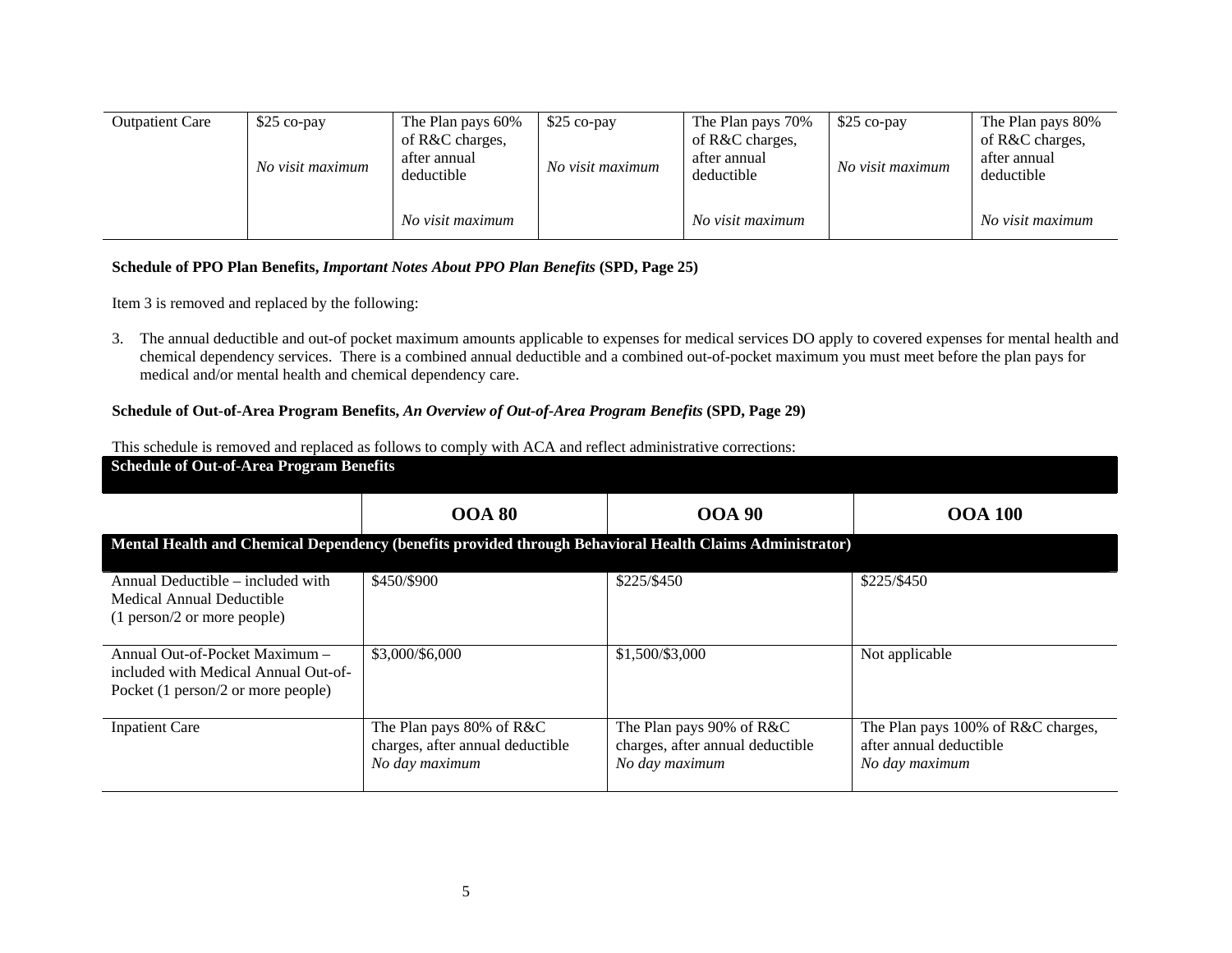| Outpatient Care | $25 co-pay<br><br>*No visit maximum* | The Plan pays 60% of R&C charges, after annual deductible<br><br>*No visit maximum* | $25 co-pay<br><br>*No visit maximum* | The Plan pays 70% of R&C charges, after annual deductible<br><br>*No visit maximum* | $25 co-pay<br><br>*No visit maximum* | The Plan pays 80% of R&C charges, after annual deductible<br><br>*No visit maximum* |
|---|---|---|---|---|---|---|

**Schedule of PPO Plan Benefits, *Important Notes About PPO Plan Benefits* (SPD, Page 25)**

Item 3 is removed and replaced by the following:

3. The annual deductible and out-of pocket maximum amounts applicable to expenses for medical services DO apply to covered expenses for mental health and chemical dependency services. There is a combined annual deductible and a combined out-of-pocket maximum you must meet before the plan pays for medical and/or mental health and chemical dependency care.

**Schedule of Out-of-Area Program Benefits, *An Overview of Out-of-Area Program Benefits* (SPD, Page 29)**

This schedule is removed and replaced as follows to comply with ACA and reflect administrative corrections:

**Schedule of Out-of-Area Program Benefits**

| | **OOA 80** | **OOA 90** | **OOA 100** |
|---|---|---|---|
| **Mental Health and Chemical Dependency (benefits provided through Behavioral Health Claims Administrator)** | | | |
| Annual Deductible – included with Medical Annual Deductible (1 person/2 or more people) | $450/$900 | $225/$450 | $225/$450 |
| Annual Out-of-Pocket Maximum – included with Medical Annual Out-of-Pocket (1 person/2 or more people) | $3,000/$6,000 | $1,500/$3,000 | Not applicable |
| Inpatient Care | The Plan pays 80% of R&C charges, after annual deductible<br>*No day maximum* | The Plan pays 90% of R&C charges, after annual deductible<br>*No day maximum* | The Plan pays 100% of R&C charges, after annual deductible<br>*No day maximum* |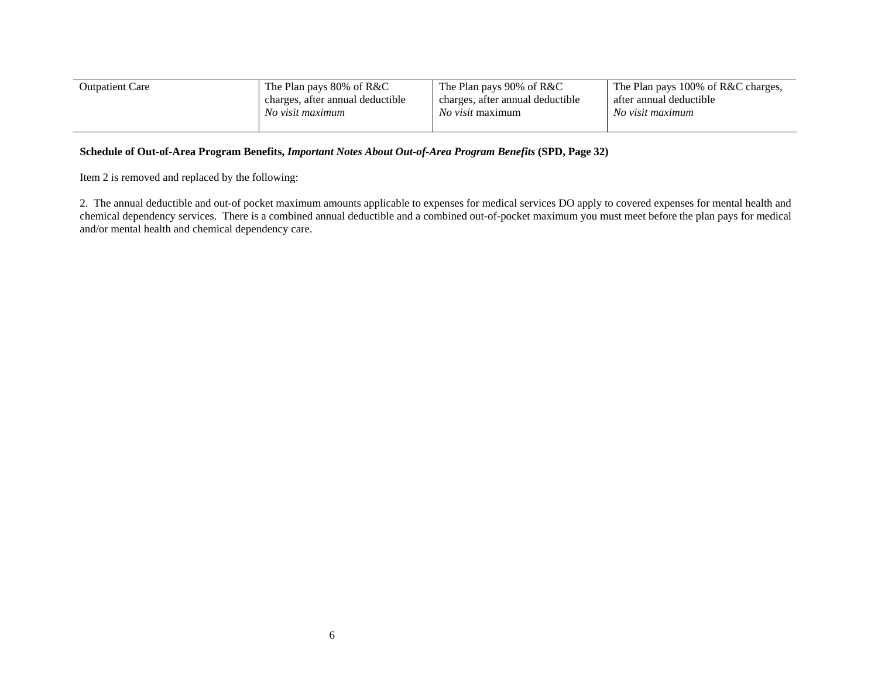| | | | |
|---|---|---|---|
| Outpatient Care | The Plan pays 80% of R&C charges, after annual deductible *No visit maximum* | The Plan pays 90% of R&C charges, after annual deductible *No visit* maximum | The Plan pays 100% of R&C charges, after annual deductible *No visit maximum* |

**Schedule of Out-of-Area Program Benefits, *Important Notes About Out-of-Area Program Benefits* (SPD, Page 32)**

Item 2 is removed and replaced by the following:

2. The annual deductible and out-of pocket maximum amounts applicable to expenses for medical services DO apply to covered expenses for mental health and chemical dependency services. There is a combined annual deductible and a combined out-of-pocket maximum you must meet before the plan pays for medical and/or mental health and chemical dependency care.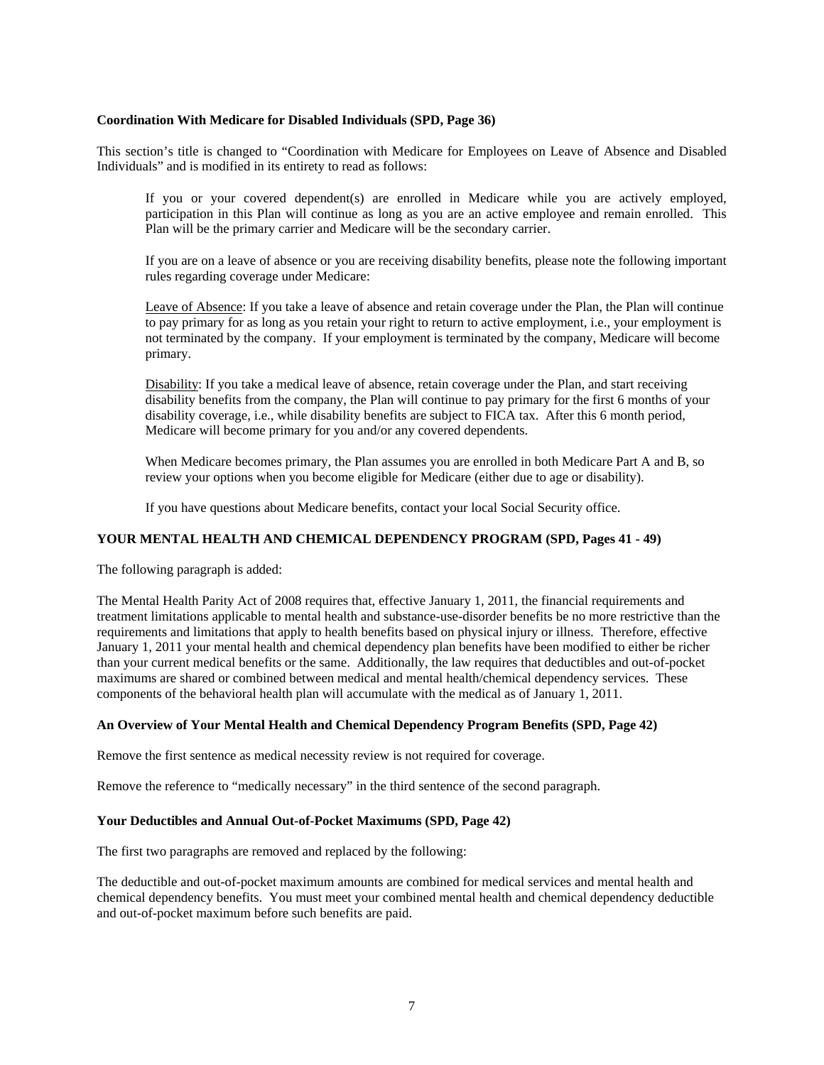**Coordination With Medicare for Disabled Individuals (SPD, Page 36)**

This section's title is changed to "Coordination with Medicare for Employees on Leave of Absence and Disabled Individuals" and is modified in its entirety to read as follows:

> If you or your covered dependent(s) are enrolled in Medicare while you are actively employed, participation in this Plan will continue as long as you are an active employee and remain enrolled. This Plan will be the primary carrier and Medicare will be the secondary carrier.
>
> If you are on a leave of absence or you are receiving disability benefits, please note the following important rules regarding coverage under Medicare:
>
> <u>Leave of Absence</u>: If you take a leave of absence and retain coverage under the Plan, the Plan will continue to pay primary for as long as you retain your right to return to active employment, i.e., your employment is not terminated by the company. If your employment is terminated by the company, Medicare will become primary.
>
> <u>Disability</u>: If you take a medical leave of absence, retain coverage under the Plan, and start receiving disability benefits from the company, the Plan will continue to pay primary for the first 6 months of your disability coverage, i.e., while disability benefits are subject to FICA tax. After this 6 month period, Medicare will become primary for you and/or any covered dependents.
>
> When Medicare becomes primary, the Plan assumes you are enrolled in both Medicare Part A and B, so review your options when you become eligible for Medicare (either due to age or disability).
>
> If you have questions about Medicare benefits, contact your local Social Security office.

**YOUR MENTAL HEALTH AND CHEMICAL DEPENDENCY PROGRAM (SPD, Pages 41 - 49)**

The following paragraph is added:

The Mental Health Parity Act of 2008 requires that, effective January 1, 2011, the financial requirements and treatment limitations applicable to mental health and substance-use-disorder benefits be no more restrictive than the requirements and limitations that apply to health benefits based on physical injury or illness. Therefore, effective January 1, 2011 your mental health and chemical dependency plan benefits have been modified to either be richer than your current medical benefits or the same. Additionally, the law requires that deductibles and out-of-pocket maximums are shared or combined between medical and mental health/chemical dependency services. These components of the behavioral health plan will accumulate with the medical as of January 1, 2011.

**An Overview of Your Mental Health and Chemical Dependency Program Benefits (SPD, Page 42)**

Remove the first sentence as medical necessity review is not required for coverage.

Remove the reference to "medically necessary" in the third sentence of the second paragraph.

**Your Deductibles and Annual Out-of-Pocket Maximums (SPD, Page 42)**

The first two paragraphs are removed and replaced by the following:

The deductible and out-of-pocket maximum amounts are combined for medical services and mental health and chemical dependency benefits. You must meet your combined mental health and chemical dependency deductible and out-of-pocket maximum before such benefits are paid.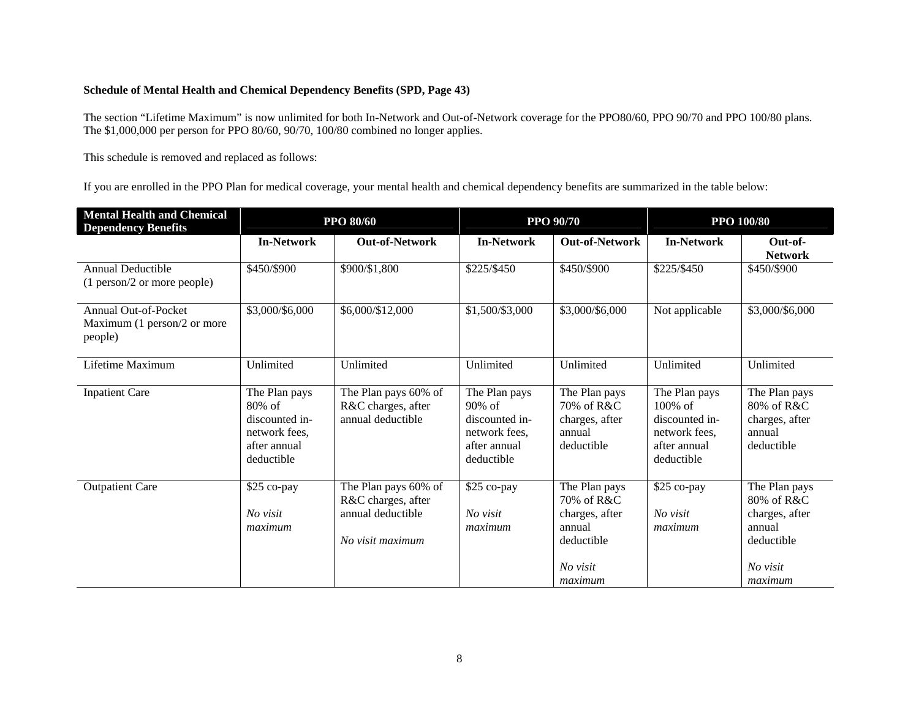**Schedule of Mental Health and Chemical Dependency Benefits (SPD, Page 43)**

The section "Lifetime Maximum" is now unlimited for both In-Network and Out-of-Network coverage for the PPO80/60, PPO 90/70 and PPO 100/80 plans. The $1,000,000 per person for PPO 80/60, 90/70, 100/80 combined no longer applies.

This schedule is removed and replaced as follows:

If you are enrolled in the PPO Plan for medical coverage, your mental health and chemical dependency benefits are summarized in the table below:

| Mental Health and Chemical Dependency Benefits | PPO 80/60 | | PPO 90/70 | | PPO 100/80 | |
|---|---|---|---|---|---|---|
| | **In-Network** | **Out-of-Network** | **In-Network** | **Out-of-Network** | **In-Network** | **Out-of-Network** |
| Annual Deductible (1 person/2 or more people) | $450/$900 | $900/$1,800 | $225/$450 | $450/$900 | $225/$450 | $450/$900 |
| Annual Out-of-Pocket Maximum (1 person/2 or more people) | $3,000/$6,000 | $6,000/$12,000 | $1,500/$3,000 | $3,000/$6,000 | Not applicable | $3,000/$6,000 |
| Lifetime Maximum | Unlimited | Unlimited | Unlimited | Unlimited | Unlimited | Unlimited |
| Inpatient Care | The Plan pays 80% of discounted in-network fees, after annual deductible | The Plan pays 60% of R&C charges, after annual deductible | The Plan pays 90% of discounted in-network fees, after annual deductible | The Plan pays 70% of R&C charges, after annual deductible | The Plan pays 100% of discounted in-network fees, after annual deductible | The Plan pays 80% of R&C charges, after annual deductible |
| Outpatient Care | $25 co-pay<br>*No visit maximum* | The Plan pays 60% of R&C charges, after annual deductible<br>*No visit maximum* | $25 co-pay<br>*No visit maximum* | The Plan pays 70% of R&C charges, after annual deductible<br>*No visit maximum* | $25 co-pay<br>*No visit maximum* | The Plan pays 80% of R&C charges, after annual deductible<br>*No visit maximum* |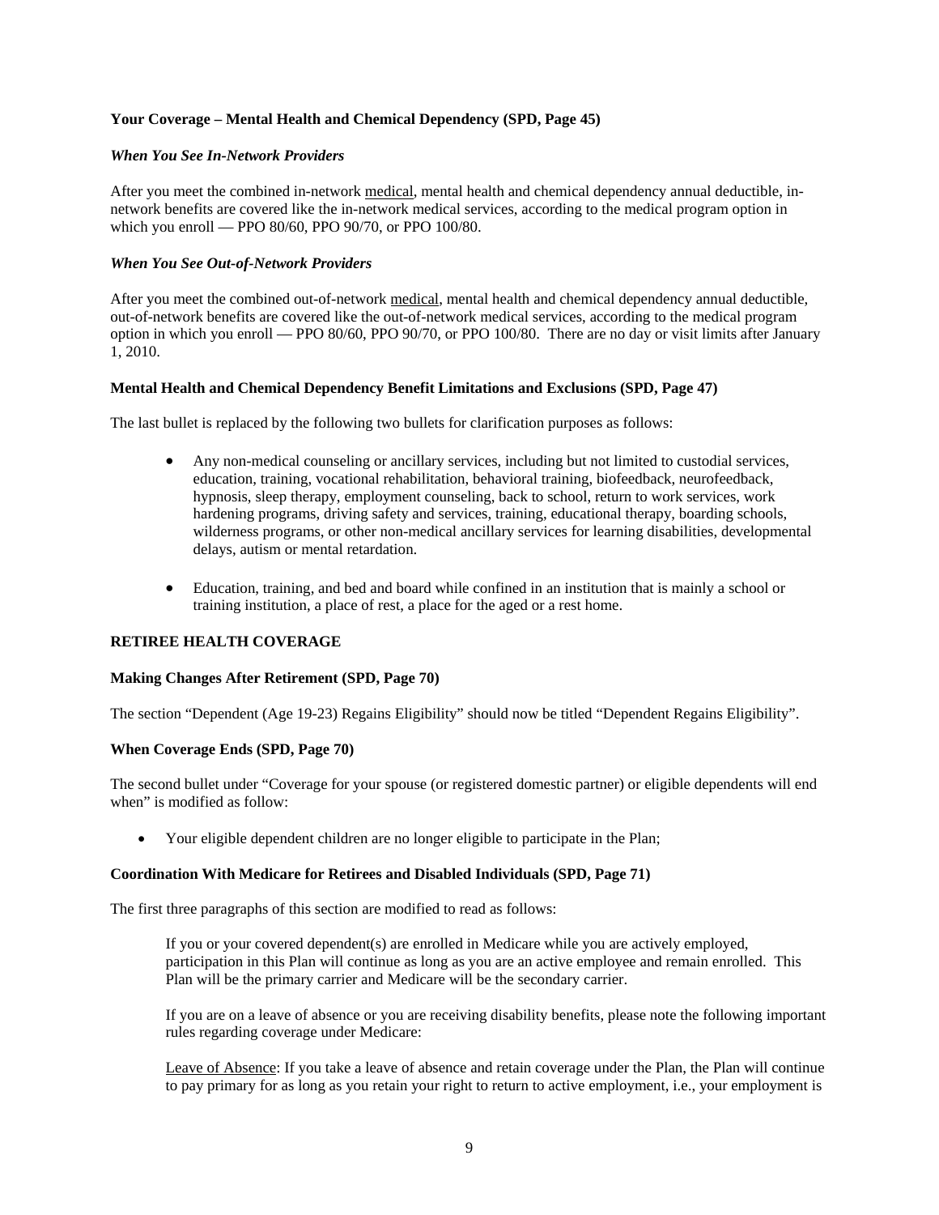**Your Coverage – Mental Health and Chemical Dependency (SPD, Page 45)**

***When You See In-Network Providers***

After you meet the combined in-network medical, mental health and chemical dependency annual deductible, in-network benefits are covered like the in-network medical services, according to the medical program option in which you enroll — PPO 80/60, PPO 90/70, or PPO 100/80.

***When You See Out-of-Network Providers***

After you meet the combined out-of-network medical, mental health and chemical dependency annual deductible, out-of-network benefits are covered like the out-of-network medical services, according to the medical program option in which you enroll — PPO 80/60, PPO 90/70, or PPO 100/80. There are no day or visit limits after January 1, 2010.

**Mental Health and Chemical Dependency Benefit Limitations and Exclusions (SPD, Page 47)**

The last bullet is replaced by the following two bullets for clarification purposes as follows:

- Any non-medical counseling or ancillary services, including but not limited to custodial services, education, training, vocational rehabilitation, behavioral training, biofeedback, neurofeedback, hypnosis, sleep therapy, employment counseling, back to school, return to work services, work hardening programs, driving safety and services, training, educational therapy, boarding schools, wilderness programs, or other non-medical ancillary services for learning disabilities, developmental delays, autism or mental retardation.

- Education, training, and bed and board while confined in an institution that is mainly a school or training institution, a place of rest, a place for the aged or a rest home.

**RETIREE HEALTH COVERAGE**

**Making Changes After Retirement (SPD, Page 70)**

The section "Dependent (Age 19-23) Regains Eligibility" should now be titled "Dependent Regains Eligibility".

**When Coverage Ends (SPD, Page 70)**

The second bullet under "Coverage for your spouse (or registered domestic partner) or eligible dependents will end when" is modified as follow:

- Your eligible dependent children are no longer eligible to participate in the Plan;

**Coordination With Medicare for Retirees and Disabled Individuals (SPD, Page 71)**

The first three paragraphs of this section are modified to read as follows:

> If you or your covered dependent(s) are enrolled in Medicare while you are actively employed, participation in this Plan will continue as long as you are an active employee and remain enrolled. This Plan will be the primary carrier and Medicare will be the secondary carrier.
>
> If you are on a leave of absence or you are receiving disability benefits, please note the following important rules regarding coverage under Medicare:
>
> Leave of Absence: If you take a leave of absence and retain coverage under the Plan, the Plan will continue to pay primary for as long as you retain your right to return to active employment, i.e., your employment is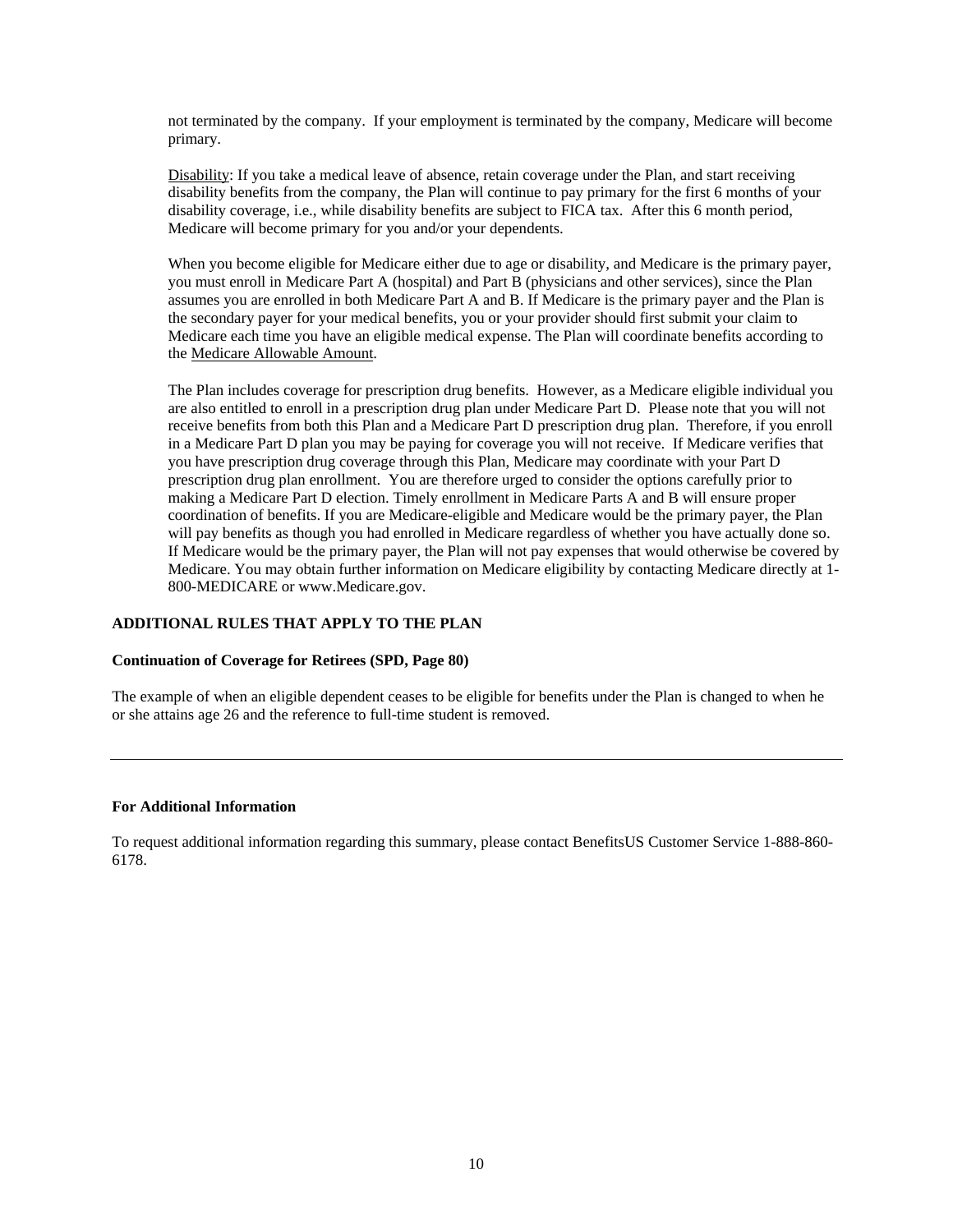not terminated by the company. If your employment is terminated by the company, Medicare will become primary.

Disability: If you take a medical leave of absence, retain coverage under the Plan, and start receiving disability benefits from the company, the Plan will continue to pay primary for the first 6 months of your disability coverage, i.e., while disability benefits are subject to FICA tax. After this 6 month period, Medicare will become primary for you and/or your dependents.

When you become eligible for Medicare either due to age or disability, and Medicare is the primary payer, you must enroll in Medicare Part A (hospital) and Part B (physicians and other services), since the Plan assumes you are enrolled in both Medicare Part A and B. If Medicare is the primary payer and the Plan is the secondary payer for your medical benefits, you or your provider should first submit your claim to Medicare each time you have an eligible medical expense. The Plan will coordinate benefits according to the Medicare Allowable Amount.

The Plan includes coverage for prescription drug benefits. However, as a Medicare eligible individual you are also entitled to enroll in a prescription drug plan under Medicare Part D. Please note that you will not receive benefits from both this Plan and a Medicare Part D prescription drug plan. Therefore, if you enroll in a Medicare Part D plan you may be paying for coverage you will not receive. If Medicare verifies that you have prescription drug coverage through this Plan, Medicare may coordinate with your Part D prescription drug plan enrollment. You are therefore urged to consider the options carefully prior to making a Medicare Part D election. Timely enrollment in Medicare Parts A and B will ensure proper coordination of benefits. If you are Medicare-eligible and Medicare would be the primary payer, the Plan will pay benefits as though you had enrolled in Medicare regardless of whether you have actually done so. If Medicare would be the primary payer, the Plan will not pay expenses that would otherwise be covered by Medicare. You may obtain further information on Medicare eligibility by contacting Medicare directly at 1-800-MEDICARE or www.Medicare.gov.

## ADDITIONAL RULES THAT APPLY TO THE PLAN

### Continuation of Coverage for Retirees (SPD, Page 80)

The example of when an eligible dependent ceases to be eligible for benefits under the Plan is changed to when he or she attains age 26 and the reference to full-time student is removed.

---

### For Additional Information

To request additional information regarding this summary, please contact BenefitsUS Customer Service 1-888-860-6178.